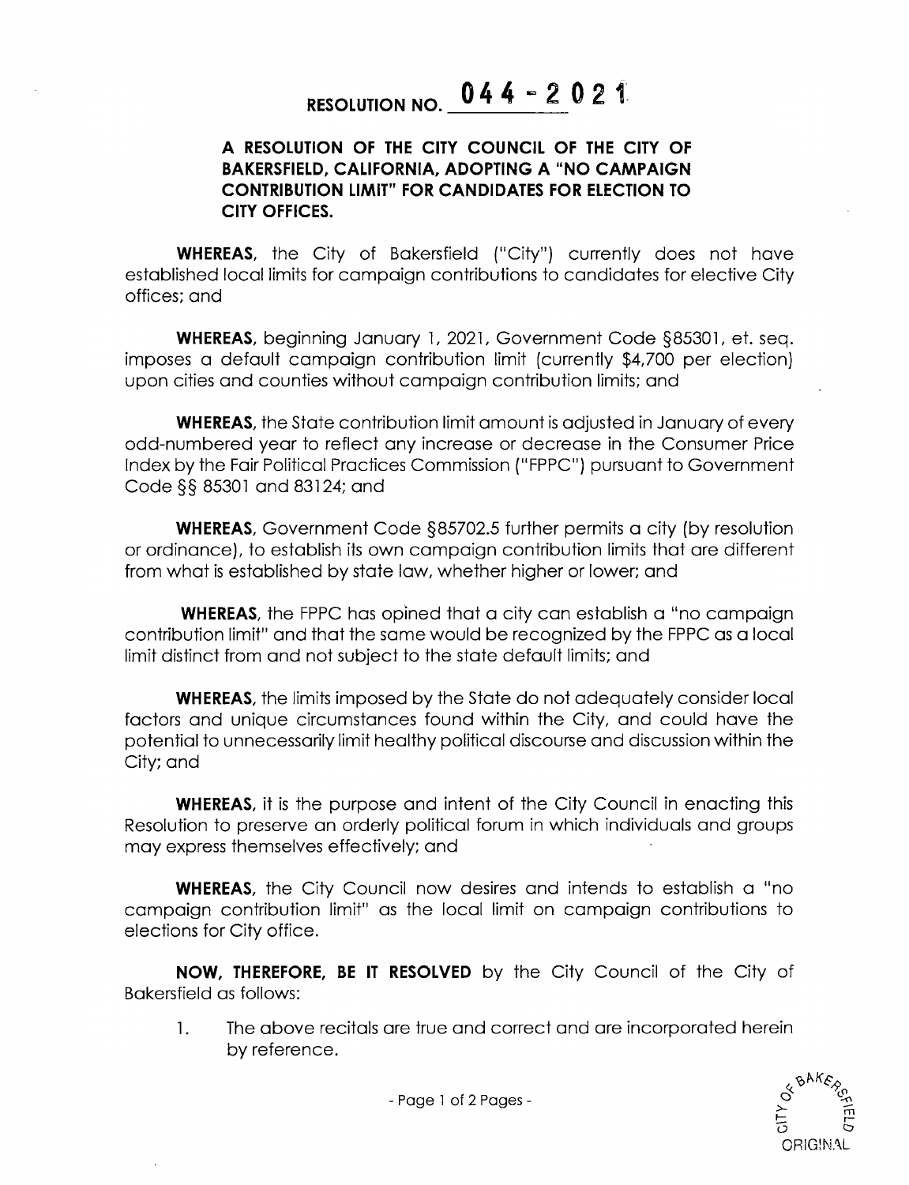# RESOLUTION NO. 044-2021

**A RESOLUTION OF THE CITY COUNCIL OF THE CITY OF BAKERSFIELD, CALIFORNIA, ADOPTING A "NO CAMPAIGN CONTRIBUTION LIMIT" FOR CANDIDATES FOR ELECTION TO CITY OFFICES.**

**WHEREAS,** the City of Bakersfield ("City") currently does not have established local limits for campaign contributions to candidates for elective City offices; and

**WHEREAS,** beginning January 1, 2021, Government Code §85301, et. seq. imposes a default campaign contribution limit (currently $4,700 per election) upon cities and counties without campaign contribution limits; and

**WHEREAS,** the State contribution limit amount is adjusted in January of every odd-numbered year to reflect any increase or decrease in the Consumer Price Index by the Fair Political Practices Commission ("FPPC") pursuant to Government Code §§ 85301 and 83124; and

**WHEREAS,** Government Code §85702.5 further permits a city (by resolution or ordinance), to establish its own campaign contribution limits that are different from what is established by state law, whether higher or lower; and

**WHEREAS,** the FPPC has opined that a city can establish a "no campaign contribution limit" and that the same would be recognized by the FPPC as a local limit distinct from and not subject to the state default limits; and

**WHEREAS,** the limits imposed by the State do not adequately consider local factors and unique circumstances found within the City, and could have the potential to unnecessarily limit healthy political discourse and discussion within the City; and

**WHEREAS,** it is the purpose and intent of the City Council in enacting this Resolution to preserve an orderly political forum in which individuals and groups may express themselves effectively; and

**WHEREAS,** the City Council now desires and intends to establish a "no campaign contribution limit" as the local limit on campaign contributions to elections for City office.

**NOW, THEREFORE, BE IT RESOLVED** by the City Council of the City of Bakersfield as follows:

1. The above recitals are true and correct and are incorporated herein by reference.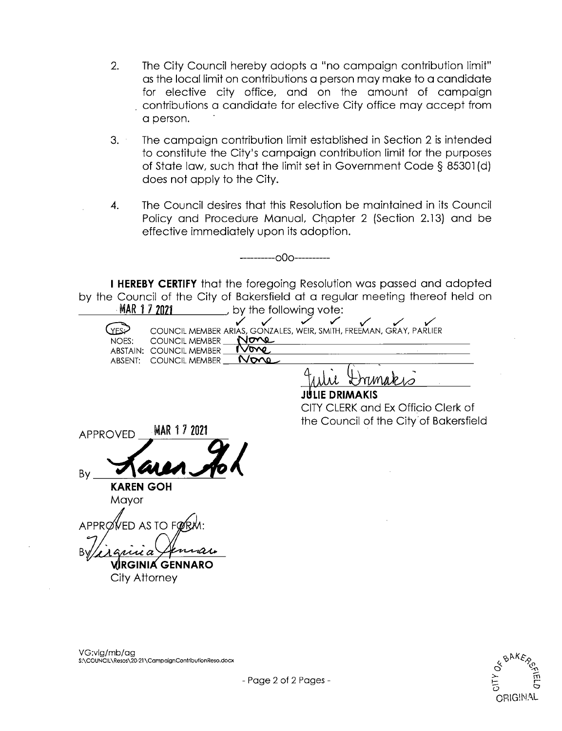2. The City Council hereby adopts a "no campaign contribution limit" as the local limit on contributions a person may make to a candidate for elective city office, and on the amount of campaign contributions a candidate for elective City office may accept from a person.

3. The campaign contribution limit established in Section 2 is intended to constitute the City's campaign contribution limit for the purposes of State law, such that the limit set in Government Code § 85301(d) does not apply to the City.

4. The Council desires that this Resolution be maintained in its Council Policy and Procedure Manual, Chapter 2 (Section 2.13) and be effective immediately upon its adoption.

----------oOo----------

**I HEREBY CERTIFY** that the foregoing Resolution was passed and adopted by the Council of the City of Bakersfield at a regular meeting thereof held on MAR 17 2021, by the following vote:

YES: COUNCIL MEMBER ARIAS, GONZALES, WEIR, SMITH, FREEMAN, GRAY, PARLIER
NOES: COUNCIL MEMBER None
ABSTAIN: COUNCIL MEMBER None
ABSENT: COUNCIL MEMBER None

Julie Drimakis
**JULIE DRIMAKIS**
CITY CLERK and Ex Officio Clerk of the Council of the City of Bakersfield

APPROVED MAR 17 2021

By Karen Goh
**KAREN GOH**
Mayor

APPROVED AS TO FORM:

By Virginia Gennaro
**VIRGINIA GENNARO**
City Attorney

VG:vlg/mb/ag
S:\COUNCIL\Resos\20-21\CampaignContributionReso.docx

CITY OF BAKERSFIELD ORIGINAL